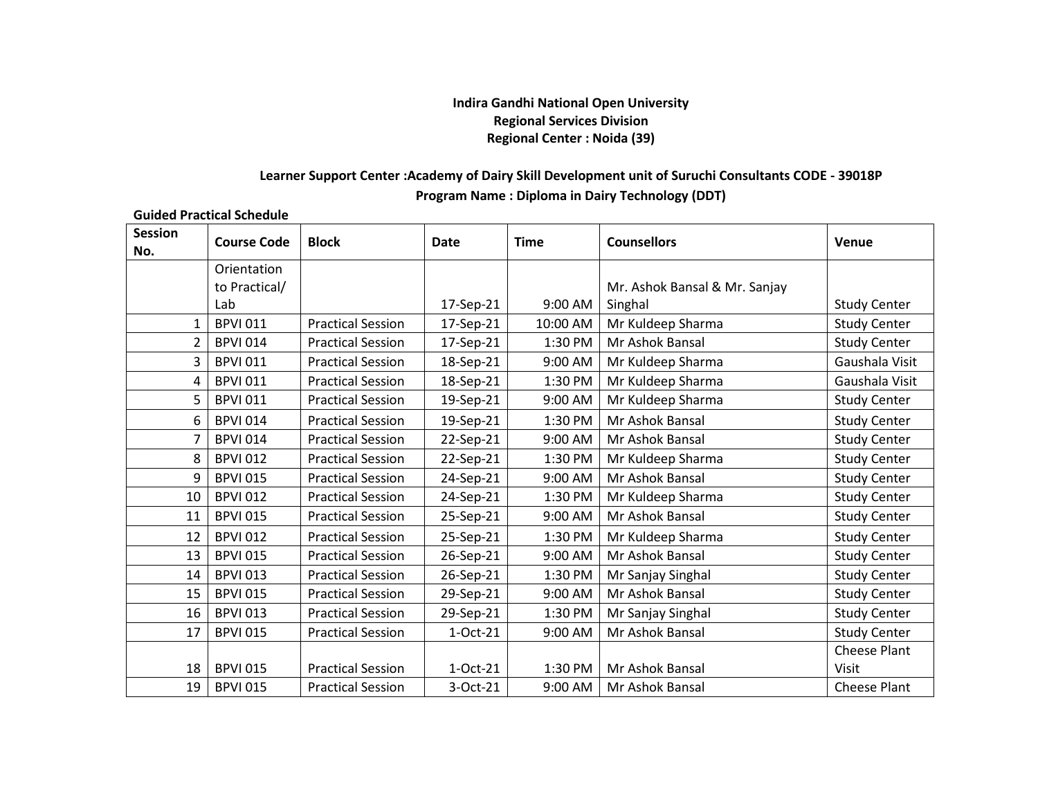**Indira Gandhi National Open University**
**Regional Services Division**
**Regional Center : Noida (39)**

**Learner Support Center :Academy of Dairy Skill Development unit of Suruchi Consultants CODE - 39018P**
**Program Name : Diploma in Dairy Technology (DDT)**

**Guided Practical Schedule**

| Session No. | Course Code | Block | Date | Time | Counsellors | Venue |
|---|---|---|---|---|---|---|
| | Orientation to Practical/ Lab | | 17-Sep-21 | 9:00 AM | Mr. Ashok Bansal & Mr. Sanjay Singhal | Study Center |
| 1 | BPVI 011 | Practical Session | 17-Sep-21 | 10:00 AM | Mr Kuldeep Sharma | Study Center |
| 2 | BPVI 014 | Practical Session | 17-Sep-21 | 1:30 PM | Mr Ashok Bansal | Study Center |
| 3 | BPVI 011 | Practical Session | 18-Sep-21 | 9:00 AM | Mr Kuldeep Sharma | Gaushala Visit |
| 4 | BPVI 011 | Practical Session | 18-Sep-21 | 1:30 PM | Mr Kuldeep Sharma | Gaushala Visit |
| 5 | BPVI 011 | Practical Session | 19-Sep-21 | 9:00 AM | Mr Kuldeep Sharma | Study Center |
| 6 | BPVI 014 | Practical Session | 19-Sep-21 | 1:30 PM | Mr Ashok Bansal | Study Center |
| 7 | BPVI 014 | Practical Session | 22-Sep-21 | 9:00 AM | Mr Ashok Bansal | Study Center |
| 8 | BPVI 012 | Practical Session | 22-Sep-21 | 1:30 PM | Mr Kuldeep Sharma | Study Center |
| 9 | BPVI 015 | Practical Session | 24-Sep-21 | 9:00 AM | Mr Ashok Bansal | Study Center |
| 10 | BPVI 012 | Practical Session | 24-Sep-21 | 1:30 PM | Mr Kuldeep Sharma | Study Center |
| 11 | BPVI 015 | Practical Session | 25-Sep-21 | 9:00 AM | Mr Ashok Bansal | Study Center |
| 12 | BPVI 012 | Practical Session | 25-Sep-21 | 1:30 PM | Mr Kuldeep Sharma | Study Center |
| 13 | BPVI 015 | Practical Session | 26-Sep-21 | 9:00 AM | Mr Ashok Bansal | Study Center |
| 14 | BPVI 013 | Practical Session | 26-Sep-21 | 1:30 PM | Mr Sanjay Singhal | Study Center |
| 15 | BPVI 015 | Practical Session | 29-Sep-21 | 9:00 AM | Mr Ashok Bansal | Study Center |
| 16 | BPVI 013 | Practical Session | 29-Sep-21 | 1:30 PM | Mr Sanjay Singhal | Study Center |
| 17 | BPVI 015 | Practical Session | 1-Oct-21 | 9:00 AM | Mr Ashok Bansal | Study Center |
| 18 | BPVI 015 | Practical Session | 1-Oct-21 | 1:30 PM | Mr Ashok Bansal | Cheese Plant Visit |
| 19 | BPVI 015 | Practical Session | 3-Oct-21 | 9:00 AM | Mr Ashok Bansal | Cheese Plant |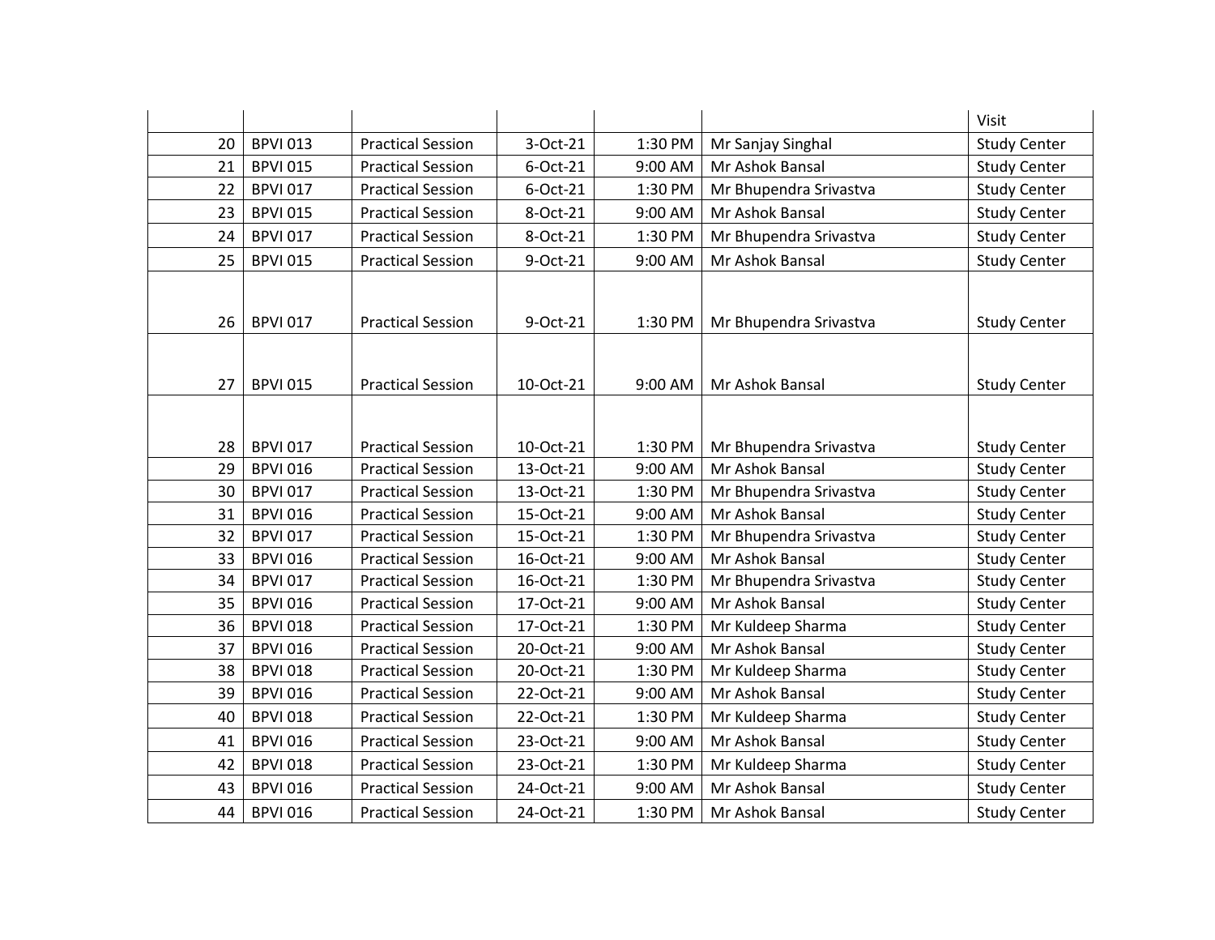| | | | | | | Visit |
|---|---|---|---|---|---|---|
| 20 | BPVI 013 | Practical Session | 3-Oct-21 | 1:30 PM | Mr Sanjay Singhal | Study Center |
| 21 | BPVI 015 | Practical Session | 6-Oct-21 | 9:00 AM | Mr Ashok Bansal | Study Center |
| 22 | BPVI 017 | Practical Session | 6-Oct-21 | 1:30 PM | Mr Bhupendra Srivastva | Study Center |
| 23 | BPVI 015 | Practical Session | 8-Oct-21 | 9:00 AM | Mr Ashok Bansal | Study Center |
| 24 | BPVI 017 | Practical Session | 8-Oct-21 | 1:30 PM | Mr Bhupendra Srivastva | Study Center |
| 25 | BPVI 015 | Practical Session | 9-Oct-21 | 9:00 AM | Mr Ashok Bansal | Study Center |
| 26 | BPVI 017 | Practical Session | 9-Oct-21 | 1:30 PM | Mr Bhupendra Srivastva | Study Center |
| 27 | BPVI 015 | Practical Session | 10-Oct-21 | 9:00 AM | Mr Ashok Bansal | Study Center |
| 28 | BPVI 017 | Practical Session | 10-Oct-21 | 1:30 PM | Mr Bhupendra Srivastva | Study Center |
| 29 | BPVI 016 | Practical Session | 13-Oct-21 | 9:00 AM | Mr Ashok Bansal | Study Center |
| 30 | BPVI 017 | Practical Session | 13-Oct-21 | 1:30 PM | Mr Bhupendra Srivastva | Study Center |
| 31 | BPVI 016 | Practical Session | 15-Oct-21 | 9:00 AM | Mr Ashok Bansal | Study Center |
| 32 | BPVI 017 | Practical Session | 15-Oct-21 | 1:30 PM | Mr Bhupendra Srivastva | Study Center |
| 33 | BPVI 016 | Practical Session | 16-Oct-21 | 9:00 AM | Mr Ashok Bansal | Study Center |
| 34 | BPVI 017 | Practical Session | 16-Oct-21 | 1:30 PM | Mr Bhupendra Srivastva | Study Center |
| 35 | BPVI 016 | Practical Session | 17-Oct-21 | 9:00 AM | Mr Ashok Bansal | Study Center |
| 36 | BPVI 018 | Practical Session | 17-Oct-21 | 1:30 PM | Mr Kuldeep Sharma | Study Center |
| 37 | BPVI 016 | Practical Session | 20-Oct-21 | 9:00 AM | Mr Ashok Bansal | Study Center |
| 38 | BPVI 018 | Practical Session | 20-Oct-21 | 1:30 PM | Mr Kuldeep Sharma | Study Center |
| 39 | BPVI 016 | Practical Session | 22-Oct-21 | 9:00 AM | Mr Ashok Bansal | Study Center |
| 40 | BPVI 018 | Practical Session | 22-Oct-21 | 1:30 PM | Mr Kuldeep Sharma | Study Center |
| 41 | BPVI 016 | Practical Session | 23-Oct-21 | 9:00 AM | Mr Ashok Bansal | Study Center |
| 42 | BPVI 018 | Practical Session | 23-Oct-21 | 1:30 PM | Mr Kuldeep Sharma | Study Center |
| 43 | BPVI 016 | Practical Session | 24-Oct-21 | 9:00 AM | Mr Ashok Bansal | Study Center |
| 44 | BPVI 016 | Practical Session | 24-Oct-21 | 1:30 PM | Mr Ashok Bansal | Study Center |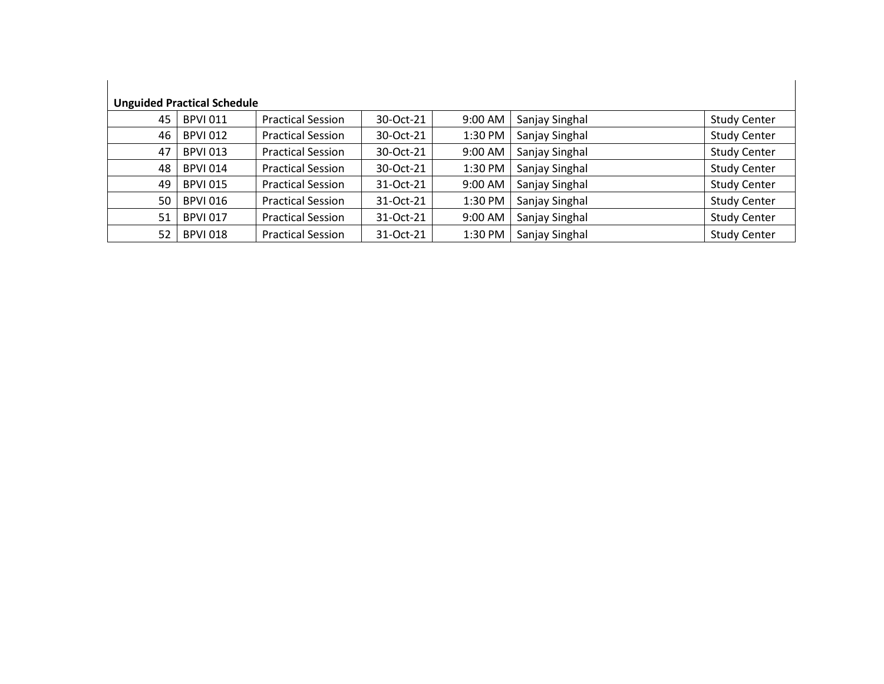**Unguided Practical Schedule**

| | | | | | | |
|---|---|---|---|---|---|---|
| 45 | BPVI 011 | Practical Session | 30-Oct-21 | 9:00 AM | Sanjay Singhal | Study Center |
| 46 | BPVI 012 | Practical Session | 30-Oct-21 | 1:30 PM | Sanjay Singhal | Study Center |
| 47 | BPVI 013 | Practical Session | 30-Oct-21 | 9:00 AM | Sanjay Singhal | Study Center |
| 48 | BPVI 014 | Practical Session | 30-Oct-21 | 1:30 PM | Sanjay Singhal | Study Center |
| 49 | BPVI 015 | Practical Session | 31-Oct-21 | 9:00 AM | Sanjay Singhal | Study Center |
| 50 | BPVI 016 | Practical Session | 31-Oct-21 | 1:30 PM | Sanjay Singhal | Study Center |
| 51 | BPVI 017 | Practical Session | 31-Oct-21 | 9:00 AM | Sanjay Singhal | Study Center |
| 52 | BPVI 018 | Practical Session | 31-Oct-21 | 1:30 PM | Sanjay Singhal | Study Center |